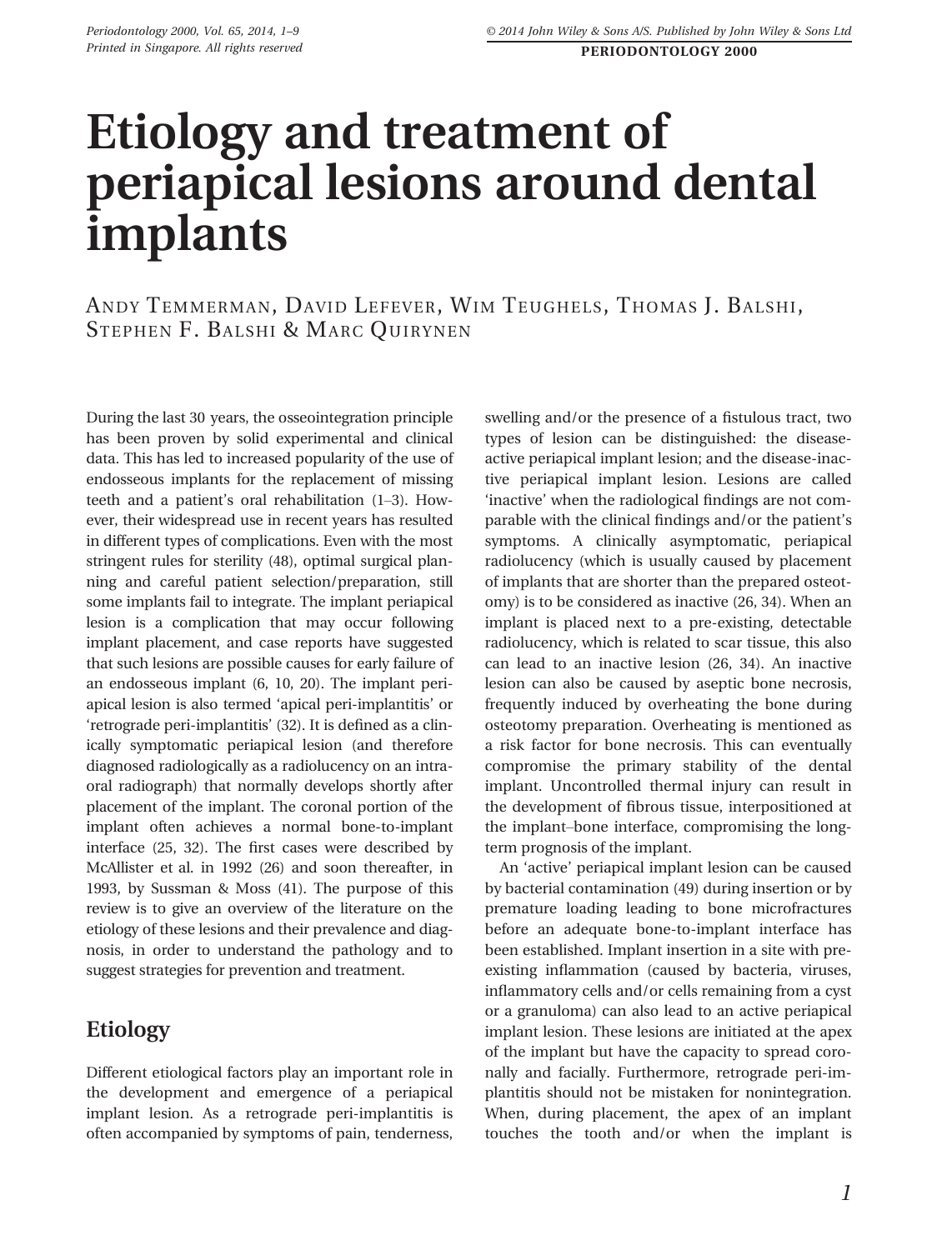# Etiology and treatment of periapical lesions around dental implants

ANDY TEMMERMAN, DAVID LEFEVER, WIM TEUGHELS, THOMAS J. BALSHI, STEPHEN F. BALSHI & MARC QUIRYNEN

During the last 30 years, the osseointegration principle has been proven by solid experimental and clinical data. This has led to increased popularity of the use of endosseous implants for the replacement of missing teeth and a patient's oral rehabilitation (1–3). However, their widespread use in recent years has resulted in different types of complications. Even with the most stringent rules for sterility (48), optimal surgical planning and careful patient selection/preparation, still some implants fail to integrate. The implant periapical lesion is a complication that may occur following implant placement, and case reports have suggested that such lesions are possible causes for early failure of an endosseous implant (6, 10, 20). The implant periapical lesion is also termed 'apical peri-implantitis' or 'retrograde peri-implantitis' (32). It is defined as a clinically symptomatic periapical lesion (and therefore diagnosed radiologically as a radiolucency on an intraoral radiograph) that normally develops shortly after placement of the implant. The coronal portion of the implant often achieves a normal bone-to-implant interface (25, 32). The first cases were described by McAllister et al. in 1992 (26) and soon thereafter, in 1993, by Sussman & Moss (41). The purpose of this review is to give an overview of the literature on the etiology of these lesions and their prevalence and diagnosis, in order to understand the pathology and to suggest strategies for prevention and treatment.

## Etiology

Different etiological factors play an important role in the development and emergence of a periapical implant lesion. As a retrograde peri-implantitis is often accompanied by symptoms of pain, tenderness, swelling and/or the presence of a fistulous tract, two types of lesion can be distinguished: the disease-active periapical implant lesion; and the disease-inactive periapical implant lesion. Lesions are called 'inactive' when the radiological findings are not comparable with the clinical findings and/or the patient's symptoms. A clinically asymptomatic, periapical radiolucency (which is usually caused by placement of implants that are shorter than the prepared osteotomy) is to be considered as inactive (26, 34). When an implant is placed next to a pre-existing, detectable radiolucency, which is related to scar tissue, this also can lead to an inactive lesion (26, 34). An inactive lesion can also be caused by aseptic bone necrosis, frequently induced by overheating the bone during osteotomy preparation. Overheating is mentioned as a risk factor for bone necrosis. This can eventually compromise the primary stability of the dental implant. Uncontrolled thermal injury can result in the development of fibrous tissue, interpositioned at the implant–bone interface, compromising the long-term prognosis of the implant.

An 'active' periapical implant lesion can be caused by bacterial contamination (49) during insertion or by premature loading leading to bone microfractures before an adequate bone-to-implant interface has been established. Implant insertion in a site with pre-existing inflammation (caused by bacteria, viruses, inflammatory cells and/or cells remaining from a cyst or a granuloma) can also lead to an active periapical implant lesion. These lesions are initiated at the apex of the implant but have the capacity to spread coronally and facially. Furthermore, retrograde peri-implantitis should not be mistaken for nonintegration. When, during placement, the apex of an implant touches the tooth and/or when the implant is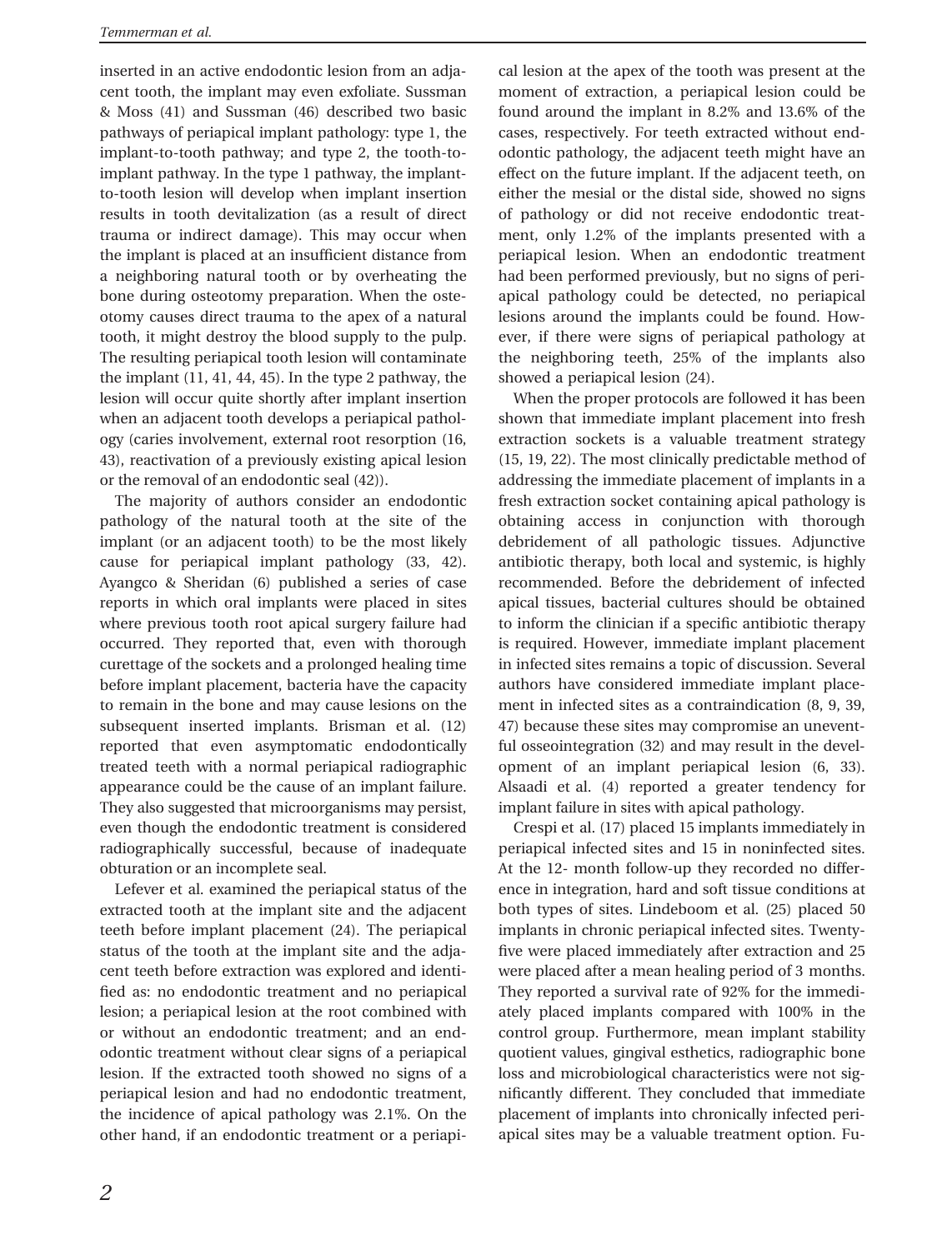inserted in an active endodontic lesion from an adjacent tooth, the implant may even exfoliate. Sussman & Moss (41) and Sussman (46) described two basic pathways of periapical implant pathology: type 1, the implant-to-tooth pathway; and type 2, the tooth-to-implant pathway. In the type 1 pathway, the implant-to-tooth lesion will develop when implant insertion results in tooth devitalization (as a result of direct trauma or indirect damage). This may occur when the implant is placed at an insufficient distance from a neighboring natural tooth or by overheating the bone during osteotomy preparation. When the osteotomy causes direct trauma to the apex of a natural tooth, it might destroy the blood supply to the pulp. The resulting periapical tooth lesion will contaminate the implant (11, 41, 44, 45). In the type 2 pathway, the lesion will occur quite shortly after implant insertion when an adjacent tooth develops a periapical pathology (caries involvement, external root resorption (16, 43), reactivation of a previously existing apical lesion or the removal of an endodontic seal (42)).

The majority of authors consider an endodontic pathology of the natural tooth at the site of the implant (or an adjacent tooth) to be the most likely cause for periapical implant pathology (33, 42). Ayangco & Sheridan (6) published a series of case reports in which oral implants were placed in sites where previous tooth root apical surgery failure had occurred. They reported that, even with thorough curettage of the sockets and a prolonged healing time before implant placement, bacteria have the capacity to remain in the bone and may cause lesions on the subsequent inserted implants. Brisman et al. (12) reported that even asymptomatic endodontically treated teeth with a normal periapical radiographic appearance could be the cause of an implant failure. They also suggested that microorganisms may persist, even though the endodontic treatment is considered radiographically successful, because of inadequate obturation or an incomplete seal.

Lefever et al. examined the periapical status of the extracted tooth at the implant site and the adjacent teeth before implant placement (24). The periapical status of the tooth at the implant site and the adjacent teeth before extraction was explored and identified as: no endodontic treatment and no periapical lesion; a periapical lesion at the root combined with or without an endodontic treatment; and an endodontic treatment without clear signs of a periapical lesion. If the extracted tooth showed no signs of a periapical lesion and had no endodontic treatment, the incidence of apical pathology was 2.1%. On the other hand, if an endodontic treatment or a periapical lesion at the apex of the tooth was present at the moment of extraction, a periapical lesion could be found around the implant in 8.2% and 13.6% of the cases, respectively. For teeth extracted without endodontic pathology, the adjacent teeth might have an effect on the future implant. If the adjacent teeth, on either the mesial or the distal side, showed no signs of pathology or did not receive endodontic treatment, only 1.2% of the implants presented with a periapical lesion. When an endodontic treatment had been performed previously, but no signs of periapical pathology could be detected, no periapical lesions around the implants could be found. However, if there were signs of periapical pathology at the neighboring teeth, 25% of the implants also showed a periapical lesion (24).

When the proper protocols are followed it has been shown that immediate implant placement into fresh extraction sockets is a valuable treatment strategy (15, 19, 22). The most clinically predictable method of addressing the immediate placement of implants in a fresh extraction socket containing apical pathology is obtaining access in conjunction with thorough debridement of all pathologic tissues. Adjunctive antibiotic therapy, both local and systemic, is highly recommended. Before the debridement of infected apical tissues, bacterial cultures should be obtained to inform the clinician if a specific antibiotic therapy is required. However, immediate implant placement in infected sites remains a topic of discussion. Several authors have considered immediate implant placement in infected sites as a contraindication (8, 9, 39, 47) because these sites may compromise an uneventful osseointegration (32) and may result in the development of an implant periapical lesion (6, 33). Alsaadi et al. (4) reported a greater tendency for implant failure in sites with apical pathology.

Crespi et al. (17) placed 15 implants immediately in periapical infected sites and 15 in noninfected sites. At the 12- month follow-up they recorded no difference in integration, hard and soft tissue conditions at both types of sites. Lindeboom et al. (25) placed 50 implants in chronic periapical infected sites. Twenty-five were placed immediately after extraction and 25 were placed after a mean healing period of 3 months. They reported a survival rate of 92% for the immediately placed implants compared with 100% in the control group. Furthermore, mean implant stability quotient values, gingival esthetics, radiographic bone loss and microbiological characteristics were not significantly different. They concluded that immediate placement of implants into chronically infected periapical sites may be a valuable treatment option. Fu-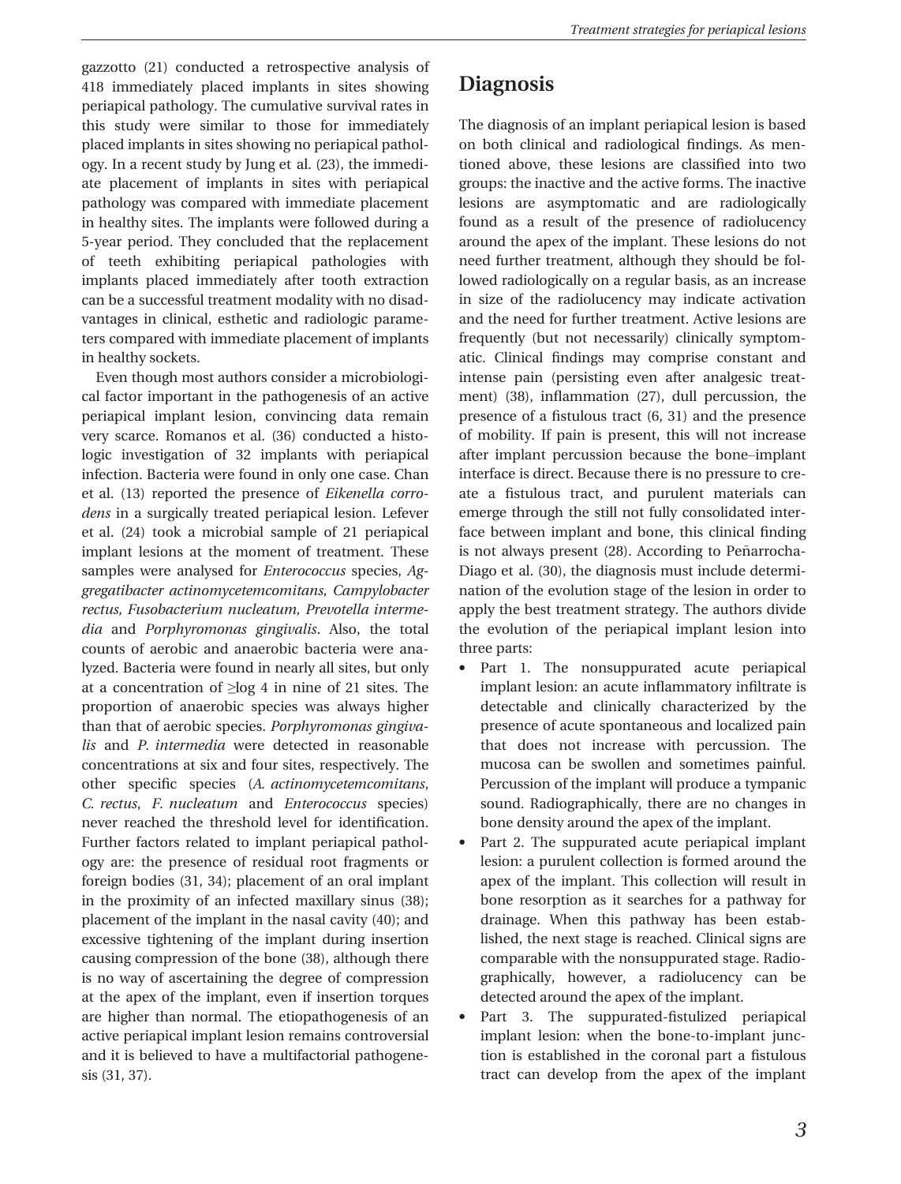gazzotto (21) conducted a retrospective analysis of 418 immediately placed implants in sites showing periapical pathology. The cumulative survival rates in this study were similar to those for immediately placed implants in sites showing no periapical pathology. In a recent study by Jung et al. (23), the immediate placement of implants in sites with periapical pathology was compared with immediate placement in healthy sites. The implants were followed during a 5-year period. They concluded that the replacement of teeth exhibiting periapical pathologies with implants placed immediately after tooth extraction can be a successful treatment modality with no disadvantages in clinical, esthetic and radiologic parameters compared with immediate placement of implants in healthy sockets.

Even though most authors consider a microbiological factor important in the pathogenesis of an active periapical implant lesion, convincing data remain very scarce. Romanos et al. (36) conducted a histologic investigation of 32 implants with periapical infection. Bacteria were found in only one case. Chan et al. (13) reported the presence of *Eikenella corrodens* in a surgically treated periapical lesion. Lefever et al. (24) took a microbial sample of 21 periapical implant lesions at the moment of treatment. These samples were analysed for *Enterococcus* species, *Aggregatibacter actinomycetemcomitans, Campylobacter rectus, Fusobacterium nucleatum, Prevotella intermedia* and *Porphyromonas gingivalis*. Also, the total counts of aerobic and anaerobic bacteria were analyzed. Bacteria were found in nearly all sites, but only at a concentration of ≥log 4 in nine of 21 sites. The proportion of anaerobic species was always higher than that of aerobic species. *Porphyromonas gingivalis* and *P. intermedia* were detected in reasonable concentrations at six and four sites, respectively. The other specific species (*A. actinomycetemcomitans*, *C. rectus*, *F. nucleatum* and *Enterococcus* species) never reached the threshold level for identification. Further factors related to implant periapical pathology are: the presence of residual root fragments or foreign bodies (31, 34); placement of an oral implant in the proximity of an infected maxillary sinus (38); placement of the implant in the nasal cavity (40); and excessive tightening of the implant during insertion causing compression of the bone (38), although there is no way of ascertaining the degree of compression at the apex of the implant, even if insertion torques are higher than normal. The etiopathogenesis of an active periapical implant lesion remains controversial and it is believed to have a multifactorial pathogenesis (31, 37).

## Diagnosis

The diagnosis of an implant periapical lesion is based on both clinical and radiological findings. As mentioned above, these lesions are classified into two groups: the inactive and the active forms. The inactive lesions are asymptomatic and are radiologically found as a result of the presence of radiolucency around the apex of the implant. These lesions do not need further treatment, although they should be followed radiologically on a regular basis, as an increase in size of the radiolucency may indicate activation and the need for further treatment. Active lesions are frequently (but not necessarily) clinically symptomatic. Clinical findings may comprise constant and intense pain (persisting even after analgesic treatment) (38), inflammation (27), dull percussion, the presence of a fistulous tract (6, 31) and the presence of mobility. If pain is present, this will not increase after implant percussion because the bone–implant interface is direct. Because there is no pressure to create a fistulous tract, and purulent materials can emerge through the still not fully consolidated interface between implant and bone, this clinical finding is not always present (28). According to Peñarrocha-Diago et al. (30), the diagnosis must include determination of the evolution stage of the lesion in order to apply the best treatment strategy. The authors divide the evolution of the periapical implant lesion into three parts:

- Part 1. The nonsuppurated acute periapical implant lesion: an acute inflammatory infiltrate is detectable and clinically characterized by the presence of acute spontaneous and localized pain that does not increase with percussion. The mucosa can be swollen and sometimes painful. Percussion of the implant will produce a tympanic sound. Radiographically, there are no changes in bone density around the apex of the implant.
- Part 2. The suppurated acute periapical implant lesion: a purulent collection is formed around the apex of the implant. This collection will result in bone resorption as it searches for a pathway for drainage. When this pathway has been established, the next stage is reached. Clinical signs are comparable with the nonsuppurated stage. Radiographically, however, a radiolucency can be detected around the apex of the implant.
- Part 3. The suppurated-fistulized periapical implant lesion: when the bone-to-implant junction is established in the coronal part a fistulous tract can develop from the apex of the implant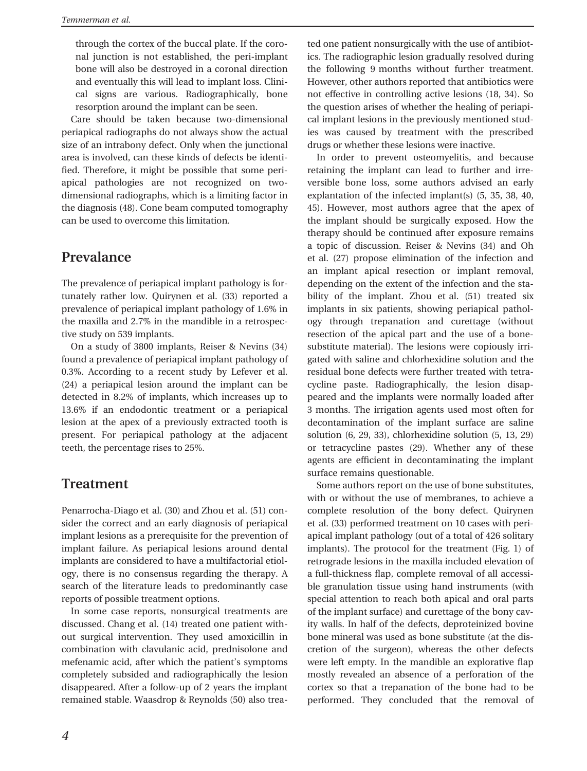through the cortex of the buccal plate. If the coronal junction is not established, the peri-implant bone will also be destroyed in a coronal direction and eventually this will lead to implant loss. Clinical signs are various. Radiographically, bone resorption around the implant can be seen.

Care should be taken because two-dimensional periapical radiographs do not always show the actual size of an intrabony defect. Only when the junctional area is involved, can these kinds of defects be identified. Therefore, it might be possible that some periapical pathologies are not recognized on two-dimensional radiographs, which is a limiting factor in the diagnosis (48). Cone beam computed tomography can be used to overcome this limitation.

## Prevalance

The prevalence of periapical implant pathology is fortunately rather low. Quirynen et al. (33) reported a prevalence of periapical implant pathology of 1.6% in the maxilla and 2.7% in the mandible in a retrospective study on 539 implants.

On a study of 3800 implants, Reiser & Nevins (34) found a prevalence of periapical implant pathology of 0.3%. According to a recent study by Lefever et al. (24) a periapical lesion around the implant can be detected in 8.2% of implants, which increases up to 13.6% if an endodontic treatment or a periapical lesion at the apex of a previously extracted tooth is present. For periapical pathology at the adjacent teeth, the percentage rises to 25%.

## Treatment

Penarrocha-Diago et al. (30) and Zhou et al. (51) consider the correct and an early diagnosis of periapical implant lesions as a prerequisite for the prevention of implant failure. As periapical lesions around dental implants are considered to have a multifactorial etiology, there is no consensus regarding the therapy. A search of the literature leads to predominantly case reports of possible treatment options.

In some case reports, nonsurgical treatments are discussed. Chang et al. (14) treated one patient without surgical intervention. They used amoxicillin in combination with clavulanic acid, prednisolone and mefenamic acid, after which the patient's symptoms completely subsided and radiographically the lesion disappeared. After a follow-up of 2 years the implant remained stable. Waasdrop & Reynolds (50) also treated one patient nonsurgically with the use of antibiotics. The radiographic lesion gradually resolved during the following 9 months without further treatment. However, other authors reported that antibiotics were not effective in controlling active lesions (18, 34). So the question arises of whether the healing of periapical implant lesions in the previously mentioned studies was caused by treatment with the prescribed drugs or whether these lesions were inactive.

In order to prevent osteomyelitis, and because retaining the implant can lead to further and irreversible bone loss, some authors advised an early explantation of the infected implant(s) (5, 35, 38, 40, 45). However, most authors agree that the apex of the implant should be surgically exposed. How the therapy should be continued after exposure remains a topic of discussion. Reiser & Nevins (34) and Oh et al. (27) propose elimination of the infection and an implant apical resection or implant removal, depending on the extent of the infection and the stability of the implant. Zhou et al. (51) treated six implants in six patients, showing periapical pathology through trepanation and curettage (without resection of the apical part and the use of a bone-substitute material). The lesions were copiously irrigated with saline and chlorhexidine solution and the residual bone defects were further treated with tetracycline paste. Radiographically, the lesion disappeared and the implants were normally loaded after 3 months. The irrigation agents used most often for decontamination of the implant surface are saline solution (6, 29, 33), chlorhexidine solution (5, 13, 29) or tetracycline pastes (29). Whether any of these agents are efficient in decontaminating the implant surface remains questionable.

Some authors report on the use of bone substitutes, with or without the use of membranes, to achieve a complete resolution of the bony defect. Quirynen et al. (33) performed treatment on 10 cases with periapical implant pathology (out of a total of 426 solitary implants). The protocol for the treatment (Fig. 1) of retrograde lesions in the maxilla included elevation of a full-thickness flap, complete removal of all accessible granulation tissue using hand instruments (with special attention to reach both apical and oral parts of the implant surface) and curettage of the bony cavity walls. In half of the defects, deproteinized bovine bone mineral was used as bone substitute (at the discretion of the surgeon), whereas the other defects were left empty. In the mandible an explorative flap mostly revealed an absence of a perforation of the cortex so that a trepanation of the bone had to be performed. They concluded that the removal of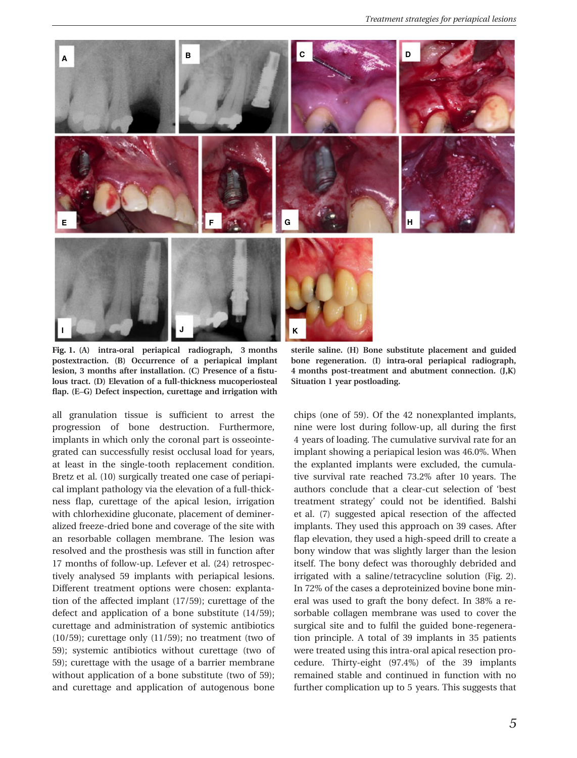**Fig. 1.** (A) intra-oral periapical radiograph, 3 months postextraction. (B) Occurrence of a periapical implant lesion, 3 months after installation. (C) Presence of a fistulous tract. (D) Elevation of a full-thickness mucoperiosteal flap. (E–G) Defect inspection, curettage and irrigation with sterile saline. (H) Bone substitute placement and guided bone regeneration. (I) intra-oral periapical radiograph, 4 months post-treatment and abutment connection. (J,K) Situation 1 year postloading.

all granulation tissue is sufficient to arrest the progression of bone destruction. Furthermore, implants in which only the coronal part is osseointegrated can successfully resist occlusal load for years, at least in the single-tooth replacement condition. Bretz et al. (10) surgically treated one case of periapical implant pathology via the elevation of a full-thickness flap, curettage of the apical lesion, irrigation with chlorhexidine gluconate, placement of demineralized freeze-dried bone and coverage of the site with an resorbable collagen membrane. The lesion was resolved and the prosthesis was still in function after 17 months of follow-up. Lefever et al. (24) retrospectively analysed 59 implants with periapical lesions. Different treatment options were chosen: explantation of the affected implant (17/59); curettage of the defect and application of a bone substitute (14/59); curettage and administration of systemic antibiotics (10/59); curettage only (11/59); no treatment (two of 59); systemic antibiotics without curettage (two of 59); curettage with the usage of a barrier membrane without application of a bone substitute (two of 59); and curettage and application of autogenous bone chips (one of 59). Of the 42 nonexplanted implants, nine were lost during follow-up, all during the first 4 years of loading. The cumulative survival rate for an implant showing a periapical lesion was 46.0%. When the explanted implants were excluded, the cumulative survival rate reached 73.2% after 10 years. The authors conclude that a clear-cut selection of 'best treatment strategy' could not be identified. Balshi et al. (7) suggested apical resection of the affected implants. They used this approach on 39 cases. After flap elevation, they used a high-speed drill to create a bony window that was slightly larger than the lesion itself. The bony defect was thoroughly debrided and irrigated with a saline/tetracycline solution (Fig. 2). In 72% of the cases a deproteinized bovine bone mineral was used to graft the bony defect. In 38% a resorbable collagen membrane was used to cover the surgical site and to fulfil the guided bone-regeneration principle. A total of 39 implants in 35 patients were treated using this intra-oral apical resection procedure. Thirty-eight (97.4%) of the 39 implants remained stable and continued in function with no further complication up to 5 years. This suggests that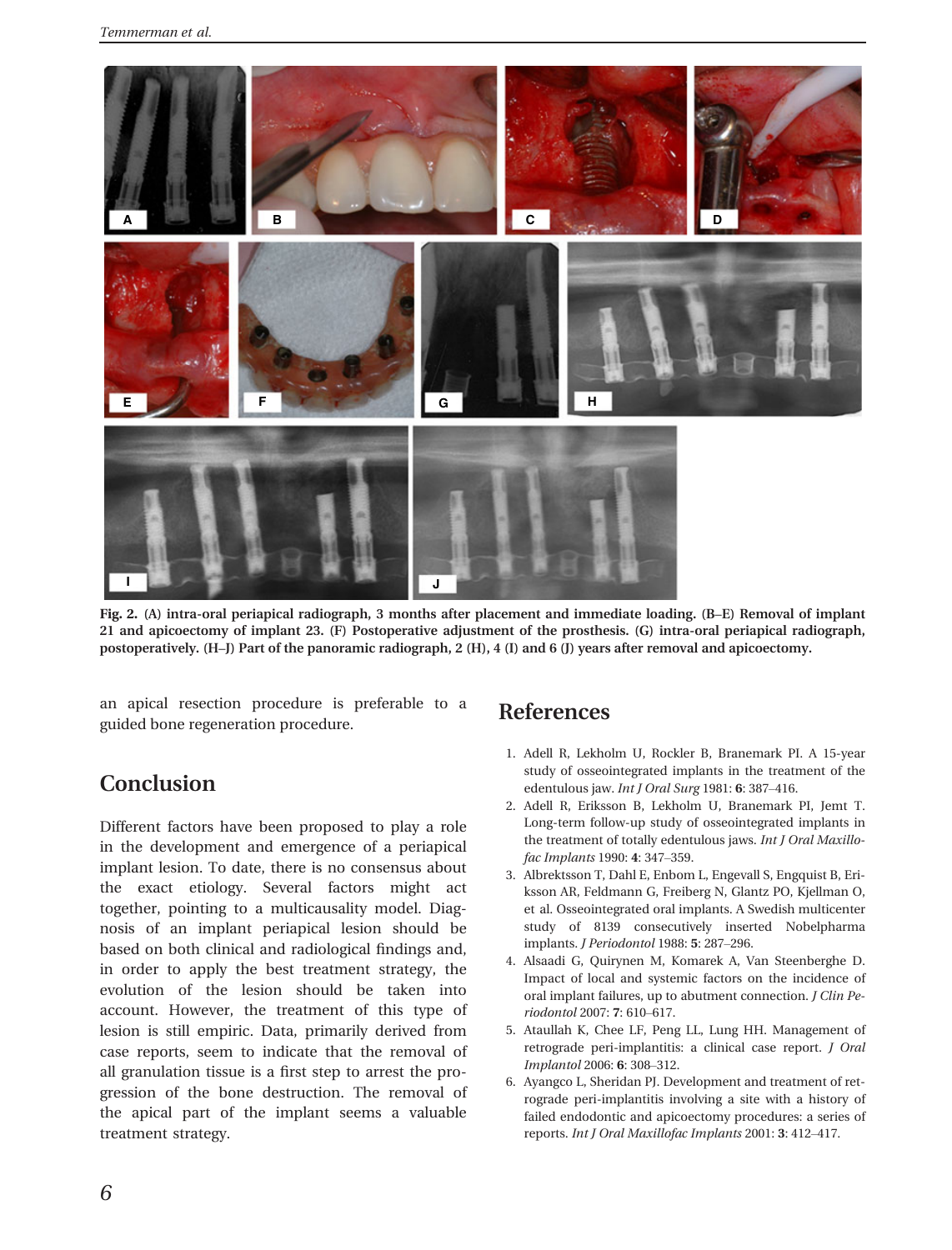**Fig. 2.** **(A) intra-oral periapical radiograph, 3 months after placement and immediate loading. (B–E) Removal of implant 21 and apicoectomy of implant 23. (F) Postoperative adjustment of the prosthesis. (G) intra-oral periapical radiograph, postoperatively. (H–J) Part of the panoramic radiograph, 2 (H), 4 (I) and 6 (J) years after removal and apicoectomy.**

an apical resection procedure is preferable to a guided bone regeneration procedure.

## Conclusion

Different factors have been proposed to play a role in the development and emergence of a periapical implant lesion. To date, there is no consensus about the exact etiology. Several factors might act together, pointing to a multicausality model. Diagnosis of an implant periapical lesion should be based on both clinical and radiological findings and, in order to apply the best treatment strategy, the evolution of the lesion should be taken into account. However, the treatment of this type of lesion is still empiric. Data, primarily derived from case reports, seem to indicate that the removal of all granulation tissue is a first step to arrest the progression of the bone destruction. The removal of the apical part of the implant seems a valuable treatment strategy.

## References

1. Adell R, Lekholm U, Rockler B, Branemark PI. A 15-year study of osseointegrated implants in the treatment of the edentulous jaw. *Int J Oral Surg* 1981: **6**: 387–416.
2. Adell R, Eriksson B, Lekholm U, Branemark PI, Jemt T. Long-term follow-up study of osseointegrated implants in the treatment of totally edentulous jaws. *Int J Oral Maxillofac Implants* 1990: **4**: 347–359.
3. Albrektsson T, Dahl E, Enbom L, Engevall S, Engquist B, Eriksson AR, Feldmann G, Freiberg N, Glantz PO, Kjellman O, et al. Osseointegrated oral implants. A Swedish multicenter study of 8139 consecutively inserted Nobelpharma implants. *J Periodontol* 1988: **5**: 287–296.
4. Alsaadi G, Quirynen M, Komarek A, Van Steenberghe D. Impact of local and systemic factors on the incidence of oral implant failures, up to abutment connection. *J Clin Periodontol* 2007: **7**: 610–617.
5. Ataullah K, Chee LF, Peng LL, Lung HH. Management of retrograde peri-implantitis: a clinical case report. *J Oral Implantol* 2006: **6**: 308–312.
6. Ayangco L, Sheridan PJ. Development and treatment of retrograde peri-implantitis involving a site with a history of failed endodontic and apicoectomy procedures: a series of reports. *Int J Oral Maxillofac Implants* 2001: **3**: 412–417.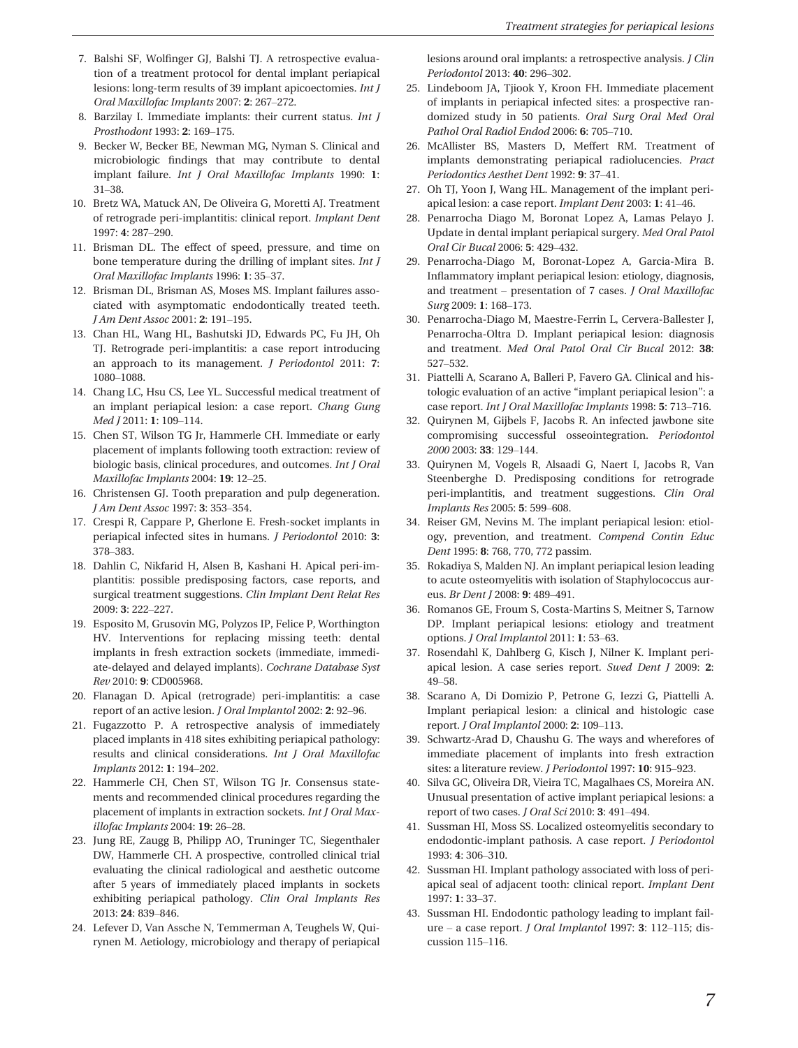7. Balshi SF, Wolfinger GJ, Balshi TJ. A retrospective evaluation of a treatment protocol for dental implant periapical lesions: long-term results of 39 implant apicoectomies. *Int J Oral Maxillofac Implants* 2007: **2**: 267–272.
8. Barzilay I. Immediate implants: their current status. *Int J Prosthodont* 1993: **2**: 169–175.
9. Becker W, Becker BE, Newman MG, Nyman S. Clinical and microbiologic findings that may contribute to dental implant failure. *Int J Oral Maxillofac Implants* 1990: **1**: 31–38.
10. Bretz WA, Matuck AN, De Oliveira G, Moretti AJ. Treatment of retrograde peri-implantitis: clinical report. *Implant Dent* 1997: **4**: 287–290.
11. Brisman DL. The effect of speed, pressure, and time on bone temperature during the drilling of implant sites. *Int J Oral Maxillofac Implants* 1996: **1**: 35–37.
12. Brisman DL, Brisman AS, Moses MS. Implant failures associated with asymptomatic endodontically treated teeth. *J Am Dent Assoc* 2001: **2**: 191–195.
13. Chan HL, Wang HL, Bashutski JD, Edwards PC, Fu JH, Oh TJ. Retrograde peri-implantitis: a case report introducing an approach to its management. *J Periodontol* 2011: **7**: 1080–1088.
14. Chang LC, Hsu CS, Lee YL. Successful medical treatment of an implant periapical lesion: a case report. *Chang Gung Med J* 2011: **1**: 109–114.
15. Chen ST, Wilson TG Jr, Hammerle CH. Immediate or early placement of implants following tooth extraction: review of biologic basis, clinical procedures, and outcomes. *Int J Oral Maxillofac Implants* 2004: **19**: 12–25.
16. Christensen GJ. Tooth preparation and pulp degeneration. *J Am Dent Assoc* 1997: **3**: 353–354.
17. Crespi R, Cappare P, Gherlone E. Fresh-socket implants in periapical infected sites in humans. *J Periodontol* 2010: **3**: 378–383.
18. Dahlin C, Nikfarid H, Alsen B, Kashani H. Apical peri-implantitis: possible predisposing factors, case reports, and surgical treatment suggestions. *Clin Implant Dent Relat Res* 2009: **3**: 222–227.
19. Esposito M, Grusovin MG, Polyzos IP, Felice P, Worthington HV. Interventions for replacing missing teeth: dental implants in fresh extraction sockets (immediate, immediate-delayed and delayed implants). *Cochrane Database Syst Rev* 2010: **9**: CD005968.
20. Flanagan D. Apical (retrograde) peri-implantitis: a case report of an active lesion. *J Oral Implantol* 2002: **2**: 92–96.
21. Fugazzotto P. A retrospective analysis of immediately placed implants in 418 sites exhibiting periapical pathology: results and clinical considerations. *Int J Oral Maxillofac Implants* 2012: **1**: 194–202.
22. Hammerle CH, Chen ST, Wilson TG Jr. Consensus statements and recommended clinical procedures regarding the placement of implants in extraction sockets. *Int J Oral Maxillofac Implants* 2004: **19**: 26–28.
23. Jung RE, Zaugg B, Philipp AO, Truninger TC, Siegenthaler DW, Hammerle CH. A prospective, controlled clinical trial evaluating the clinical radiological and aesthetic outcome after 5 years of immediately placed implants in sockets exhibiting periapical pathology. *Clin Oral Implants Res* 2013: **24**: 839–846.
24. Lefever D, Van Assche N, Temmerman A, Teughels W, Quirynen M. Aetiology, microbiology and therapy of periapical lesions around oral implants: a retrospective analysis. *J Clin Periodontol* 2013: **40**: 296–302.
25. Lindeboom JA, Tjiook Y, Kroon FH. Immediate placement of implants in periapical infected sites: a prospective randomized study in 50 patients. *Oral Surg Oral Med Oral Pathol Oral Radiol Endod* 2006: **6**: 705–710.
26. McAllister BS, Masters D, Meffert RM. Treatment of implants demonstrating periapical radiolucencies. *Pract Periodontics Aesthet Dent* 1992: **9**: 37–41.
27. Oh TJ, Yoon J, Wang HL. Management of the implant periapical lesion: a case report. *Implant Dent* 2003: **1**: 41–46.
28. Penarrocha Diago M, Boronat Lopez A, Lamas Pelayo J. Update in dental implant periapical surgery. *Med Oral Patol Oral Cir Bucal* 2006: **5**: 429–432.
29. Penarrocha-Diago M, Boronat-Lopez A, Garcia-Mira B. Inflammatory implant periapical lesion: etiology, diagnosis, and treatment – presentation of 7 cases. *J Oral Maxillofac Surg* 2009: **1**: 168–173.
30. Penarrocha-Diago M, Maestre-Ferrin L, Cervera-Ballester J, Penarrocha-Oltra D. Implant periapical lesion: diagnosis and treatment. *Med Oral Patol Oral Cir Bucal* 2012: **38**: 527–532.
31. Piattelli A, Scarano A, Balleri P, Favero GA. Clinical and histologic evaluation of an active "implant periapical lesion": a case report. *Int J Oral Maxillofac Implants* 1998: **5**: 713–716.
32. Quirynen M, Gijbels F, Jacobs R. An infected jawbone site compromising successful osseointegration. *Periodontol 2000* 2003: **33**: 129–144.
33. Quirynen M, Vogels R, Alsaadi G, Naert I, Jacobs R, Van Steenberghe D. Predisposing conditions for retrograde peri-implantitis, and treatment suggestions. *Clin Oral Implants Res* 2005: **5**: 599–608.
34. Reiser GM, Nevins M. The implant periapical lesion: etiology, prevention, and treatment. *Compend Contin Educ Dent* 1995: **8**: 768, 770, 772 passim.
35. Rokadiya S, Malden NJ. An implant periapical lesion leading to acute osteomyelitis with isolation of Staphylococcus aureus. *Br Dent J* 2008: **9**: 489–491.
36. Romanos GE, Froum S, Costa-Martins S, Meitner S, Tarnow DP. Implant periapical lesions: etiology and treatment options. *J Oral Implantol* 2011: **1**: 53–63.
37. Rosendahl K, Dahlberg G, Kisch J, Nilner K. Implant periapical lesion. A case series report. *Swed Dent J* 2009: **2**: 49–58.
38. Scarano A, Di Domizio P, Petrone G, Iezzi G, Piattelli A. Implant periapical lesion: a clinical and histologic case report. *J Oral Implantol* 2000: **2**: 109–113.
39. Schwartz-Arad D, Chaushu G. The ways and wherefores of immediate placement of implants into fresh extraction sites: a literature review. *J Periodontol* 1997: **10**: 915–923.
40. Silva GC, Oliveira DR, Vieira TC, Magalhaes CS, Moreira AN. Unusual presentation of active implant periapical lesions: a report of two cases. *J Oral Sci* 2010: **3**: 491–494.
41. Sussman HI, Moss SS. Localized osteomyelitis secondary to endodontic-implant pathosis. A case report. *J Periodontol* 1993: **4**: 306–310.
42. Sussman HI. Implant pathology associated with loss of periapical seal of adjacent tooth: clinical report. *Implant Dent* 1997: **1**: 33–37.
43. Sussman HI. Endodontic pathology leading to implant failure – a case report. *J Oral Implantol* 1997: **3**: 112–115; discussion 115–116.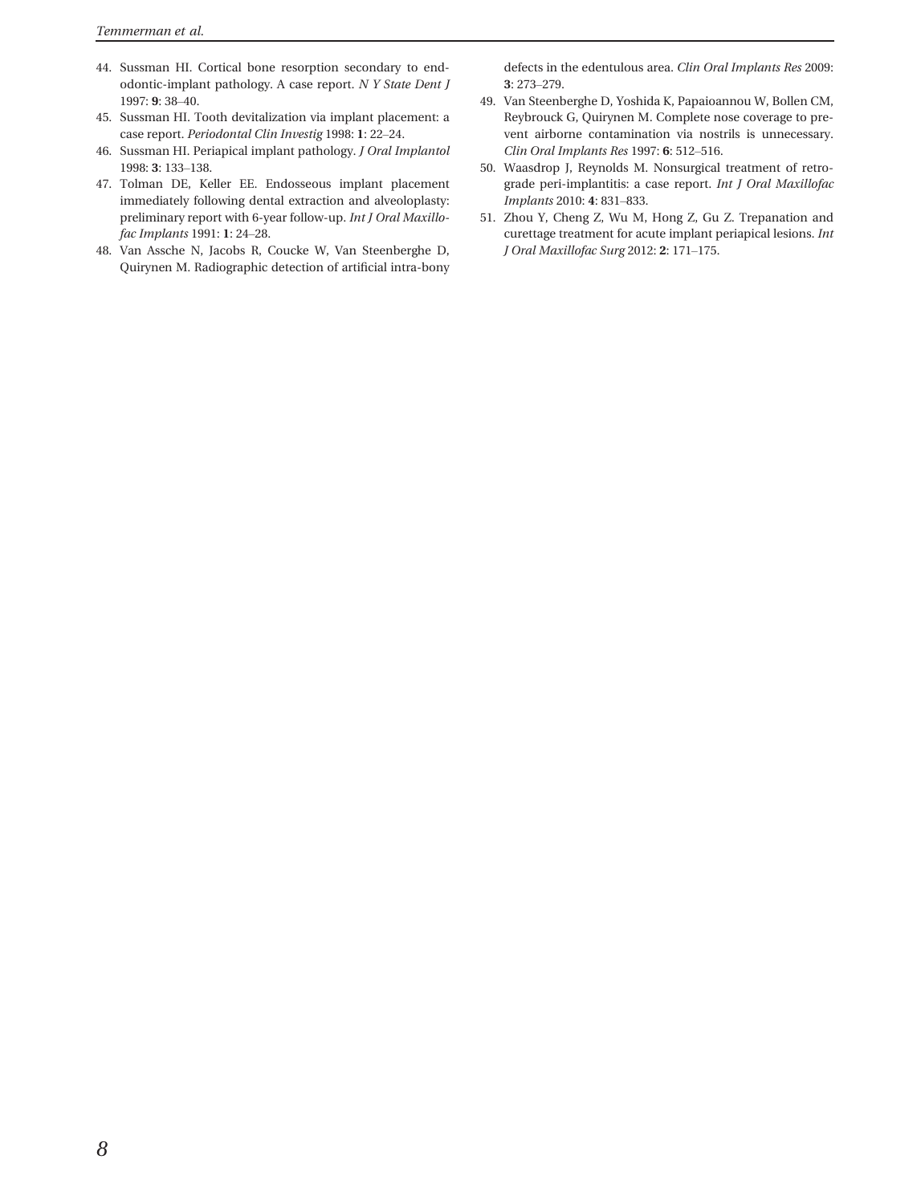44. Sussman HI. Cortical bone resorption secondary to endodontic-implant pathology. A case report. *N Y State Dent J* 1997: **9**: 38–40.
45. Sussman HI. Tooth devitalization via implant placement: a case report. *Periodontal Clin Investig* 1998: **1**: 22–24.
46. Sussman HI. Periapical implant pathology. *J Oral Implantol* 1998: **3**: 133–138.
47. Tolman DE, Keller EE. Endosseous implant placement immediately following dental extraction and alveoloplasty: preliminary report with 6-year follow-up. *Int J Oral Maxillofac Implants* 1991: **1**: 24–28.
48. Van Assche N, Jacobs R, Coucke W, Van Steenberghe D, Quirynen M. Radiographic detection of artificial intra-bony defects in the edentulous area. *Clin Oral Implants Res* 2009: **3**: 273–279.
49. Van Steenberghe D, Yoshida K, Papaioannou W, Bollen CM, Reybrouck G, Quirynen M. Complete nose coverage to prevent airborne contamination via nostrils is unnecessary. *Clin Oral Implants Res* 1997: **6**: 512–516.
50. Waasdrop J, Reynolds M. Nonsurgical treatment of retrograde peri-implantitis: a case report. *Int J Oral Maxillofac Implants* 2010: **4**: 831–833.
51. Zhou Y, Cheng Z, Wu M, Hong Z, Gu Z. Trepanation and curettage treatment for acute implant periapical lesions. *Int J Oral Maxillofac Surg* 2012: **2**: 171–175.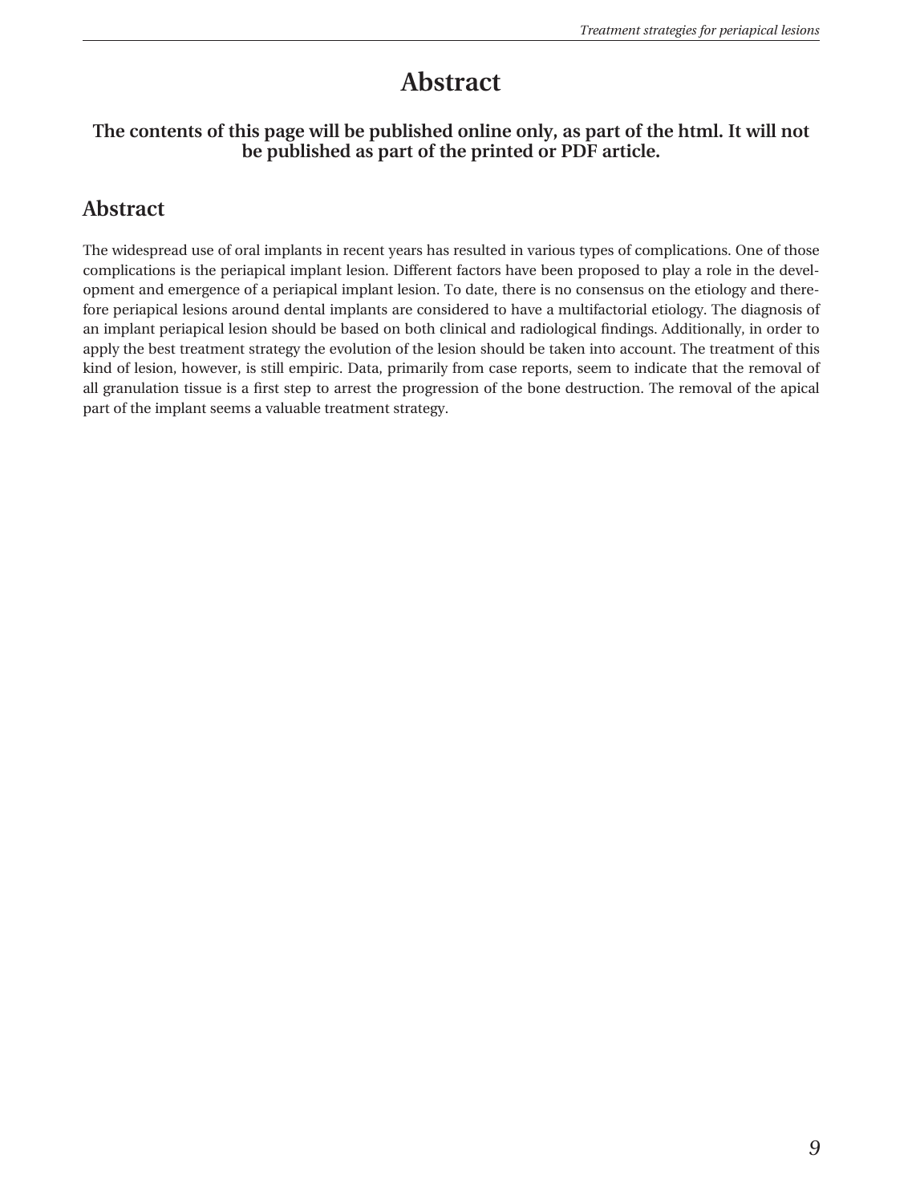# Abstract

**The contents of this page will be published online only, as part of the html. It will not be published as part of the printed or PDF article.**

## Abstract

The widespread use of oral implants in recent years has resulted in various types of complications. One of those complications is the periapical implant lesion. Different factors have been proposed to play a role in the development and emergence of a periapical implant lesion. To date, there is no consensus on the etiology and therefore periapical lesions around dental implants are considered to have a multifactorial etiology. The diagnosis of an implant periapical lesion should be based on both clinical and radiological findings. Additionally, in order to apply the best treatment strategy the evolution of the lesion should be taken into account. The treatment of this kind of lesion, however, is still empiric. Data, primarily from case reports, seem to indicate that the removal of all granulation tissue is a first step to arrest the progression of the bone destruction. The removal of the apical part of the implant seems a valuable treatment strategy.